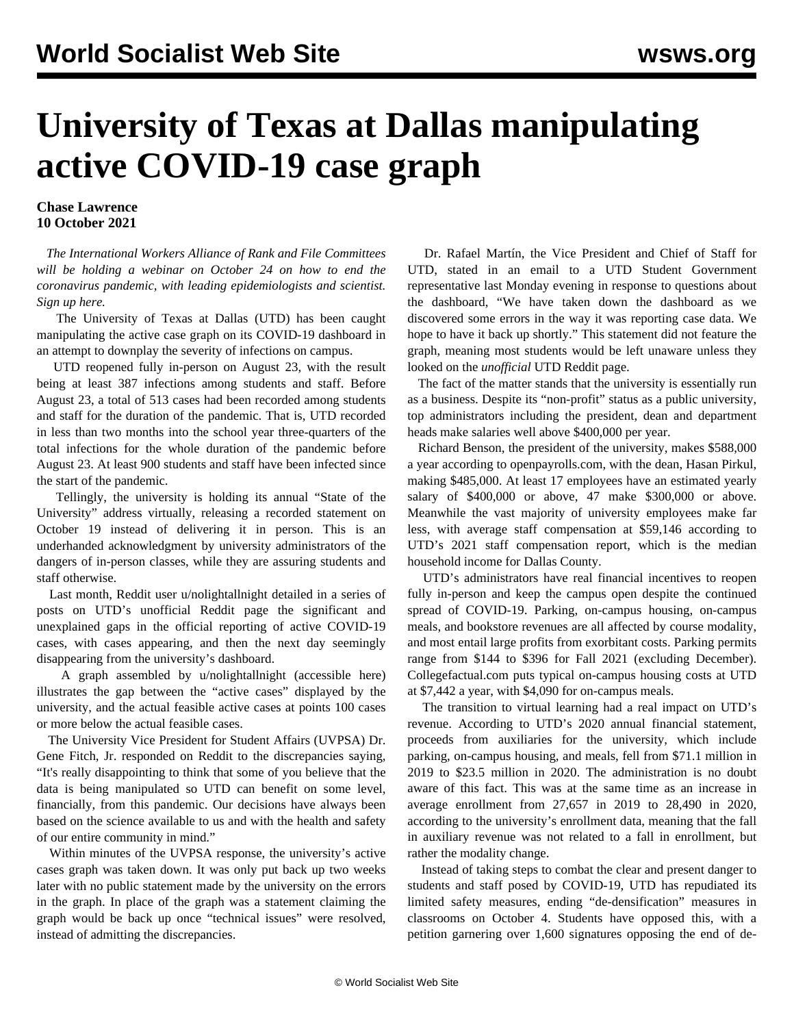# University of Texas at Dallas manipulating active COVID-19 case graph

**Chase Lawrence**
**10 October 2021**

*The International Workers Alliance of Rank and File Committees will be holding a webinar on October 24 on how to end the coronavirus pandemic, with leading epidemiologists and scientist. Sign up here.*

The University of Texas at Dallas (UTD) has been caught manipulating the active case graph on its COVID-19 dashboard in an attempt to downplay the severity of infections on campus.

UTD reopened fully in-person on August 23, with the result being at least 387 infections among students and staff. Before August 23, a total of 513 cases had been recorded among students and staff for the duration of the pandemic. That is, UTD recorded in less than two months into the school year three-quarters of the total infections for the whole duration of the pandemic before August 23. At least 900 students and staff have been infected since the start of the pandemic.

Tellingly, the university is holding its annual "State of the University" address virtually, releasing a recorded statement on October 19 instead of delivering it in person. This is an underhanded acknowledgment by university administrators of the dangers of in-person classes, while they are assuring students and staff otherwise.

Last month, Reddit user u/nolightallnight detailed in a series of posts on UTD's unofficial Reddit page the significant and unexplained gaps in the official reporting of active COVID-19 cases, with cases appearing, and then the next day seemingly disappearing from the university's dashboard.

A graph assembled by u/nolightallnight (accessible here) illustrates the gap between the "active cases" displayed by the university, and the actual feasible active cases at points 100 cases or more below the actual feasible cases.

The University Vice President for Student Affairs (UVPSA) Dr. Gene Fitch, Jr. responded on Reddit to the discrepancies saying, "It's really disappointing to think that some of you believe that the data is being manipulated so UTD can benefit on some level, financially, from this pandemic. Our decisions have always been based on the science available to us and with the health and safety of our entire community in mind."

Within minutes of the UVPSA response, the university's active cases graph was taken down. It was only put back up two weeks later with no public statement made by the university on the errors in the graph. In place of the graph was a statement claiming the graph would be back up once "technical issues" were resolved, instead of admitting the discrepancies.

Dr. Rafael Martín, the Vice President and Chief of Staff for UTD, stated in an email to a UTD Student Government representative last Monday evening in response to questions about the dashboard, "We have taken down the dashboard as we discovered some errors in the way it was reporting case data. We hope to have it back up shortly." This statement did not feature the graph, meaning most students would be left unaware unless they looked on the *unofficial* UTD Reddit page.

The fact of the matter stands that the university is essentially run as a business. Despite its "non-profit" status as a public university, top administrators including the president, dean and department heads make salaries well above $400,000 per year.

Richard Benson, the president of the university, makes $588,000 a year according to openpayrolls.com, with the dean, Hasan Pirkul, making $485,000. At least 17 employees have an estimated yearly salary of $400,000 or above, 47 make $300,000 or above. Meanwhile the vast majority of university employees make far less, with average staff compensation at $59,146 according to UTD's 2021 staff compensation report, which is the median household income for Dallas County.

UTD's administrators have real financial incentives to reopen fully in-person and keep the campus open despite the continued spread of COVID-19. Parking, on-campus housing, on-campus meals, and bookstore revenues are all affected by course modality, and most entail large profits from exorbitant costs. Parking permits range from $144 to $396 for Fall 2021 (excluding December). Collegefactual.com puts typical on-campus housing costs at UTD at $7,442 a year, with $4,090 for on-campus meals.

The transition to virtual learning had a real impact on UTD's revenue. According to UTD's 2020 annual financial statement, proceeds from auxiliaries for the university, which include parking, on-campus housing, and meals, fell from $71.1 million in 2019 to $23.5 million in 2020. The administration is no doubt aware of this fact. This was at the same time as an increase in average enrollment from 27,657 in 2019 to 28,490 in 2020, according to the university's enrollment data, meaning that the fall in auxiliary revenue was not related to a fall in enrollment, but rather the modality change.

Instead of taking steps to combat the clear and present danger to students and staff posed by COVID-19, UTD has repudiated its limited safety measures, ending "de-densification" measures in classrooms on October 4. Students have opposed this, with a petition garnering over 1,600 signatures opposing the end of de-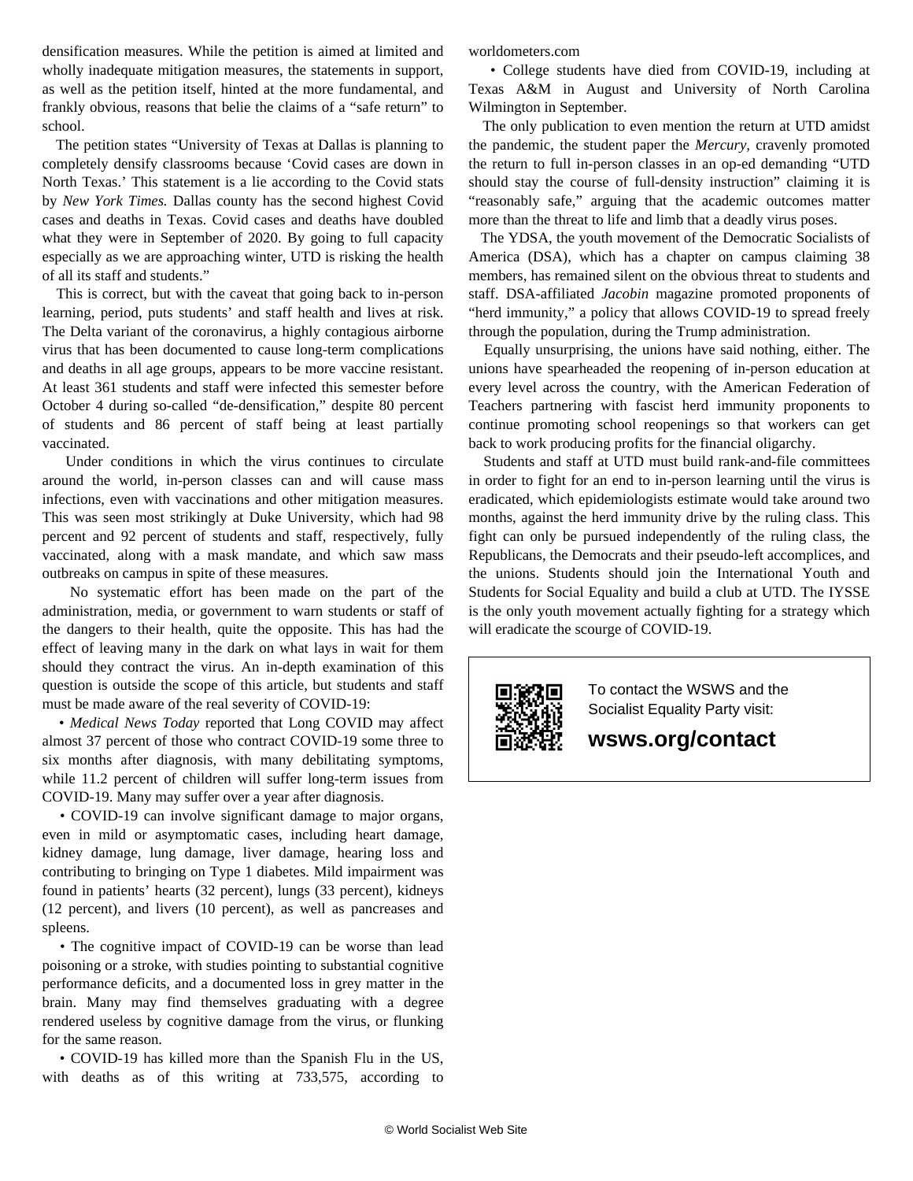densification measures. While the petition is aimed at limited and wholly inadequate mitigation measures, the statements in support, as well as the petition itself, hinted at the more fundamental, and frankly obvious, reasons that belie the claims of a "safe return" to school.

The petition states "University of Texas at Dallas is planning to completely densify classrooms because 'Covid cases are down in North Texas.' This statement is a lie according to the Covid stats by *New York Times.* Dallas county has the second highest Covid cases and deaths in Texas. Covid cases and deaths have doubled what they were in September of 2020. By going to full capacity especially as we are approaching winter, UTD is risking the health of all its staff and students."

This is correct, but with the caveat that going back to in-person learning, period, puts students' and staff health and lives at risk. The Delta variant of the coronavirus, a highly contagious airborne virus that has been documented to cause long-term complications and deaths in all age groups, appears to be more vaccine resistant. At least 361 students and staff were infected this semester before October 4 during so-called "de-densification," despite 80 percent of students and 86 percent of staff being at least partially vaccinated.

Under conditions in which the virus continues to circulate around the world, in-person classes can and will cause mass infections, even with vaccinations and other mitigation measures. This was seen most strikingly at Duke University, which had 98 percent and 92 percent of students and staff, respectively, fully vaccinated, along with a mask mandate, and which saw mass outbreaks on campus in spite of these measures.

No systematic effort has been made on the part of the administration, media, or government to warn students or staff of the dangers to their health, quite the opposite. This has had the effect of leaving many in the dark on what lays in wait for them should they contract the virus. An in-depth examination of this question is outside the scope of this article, but students and staff must be made aware of the real severity of COVID-19:

- *Medical News Today* reported that Long COVID may affect almost 37 percent of those who contract COVID-19 some three to six months after diagnosis, with many debilitating symptoms, while 11.2 percent of children will suffer long-term issues from COVID-19. Many may suffer over a year after diagnosis.
- COVID-19 can involve significant damage to major organs, even in mild or asymptomatic cases, including heart damage, kidney damage, lung damage, liver damage, hearing loss and contributing to bringing on Type 1 diabetes. Mild impairment was found in patients' hearts (32 percent), lungs (33 percent), kidneys (12 percent), and livers (10 percent), as well as pancreases and spleens.
- The cognitive impact of COVID-19 can be worse than lead poisoning or a stroke, with studies pointing to substantial cognitive performance deficits, and a documented loss in grey matter in the brain. Many may find themselves graduating with a degree rendered useless by cognitive damage from the virus, or flunking for the same reason.
- COVID-19 has killed more than the Spanish Flu in the US, with deaths as of this writing at 733,575, according to worldometers.com
- College students have died from COVID-19, including at Texas A&M in August and University of North Carolina Wilmington in September.

The only publication to even mention the return at UTD amidst the pandemic, the student paper the *Mercury*, cravenly promoted the return to full in-person classes in an op-ed demanding "UTD should stay the course of full-density instruction" claiming it is "reasonably safe," arguing that the academic outcomes matter more than the threat to life and limb that a deadly virus poses.

The YDSA, the youth movement of the Democratic Socialists of America (DSA), which has a chapter on campus claiming 38 members, has remained silent on the obvious threat to students and staff. DSA-affiliated *Jacobin* magazine promoted proponents of "herd immunity," a policy that allows COVID-19 to spread freely through the population, during the Trump administration.

Equally unsurprising, the unions have said nothing, either. The unions have spearheaded the reopening of in-person education at every level across the country, with the American Federation of Teachers partnering with fascist herd immunity proponents to continue promoting school reopenings so that workers can get back to work producing profits for the financial oligarchy.

Students and staff at UTD must build rank-and-file committees in order to fight for an end to in-person learning until the virus is eradicated, which epidemiologists estimate would take around two months, against the herd immunity drive by the ruling class. This fight can only be pursued independently of the ruling class, the Republicans, the Democrats and their pseudo-left accomplices, and the unions. Students should join the International Youth and Students for Social Equality and build a club at UTD. The IYSSE is the only youth movement actually fighting for a strategy which will eradicate the scourge of COVID-19.

To contact the WSWS and the Socialist Equality Party visit:

**wsws.org/contact**